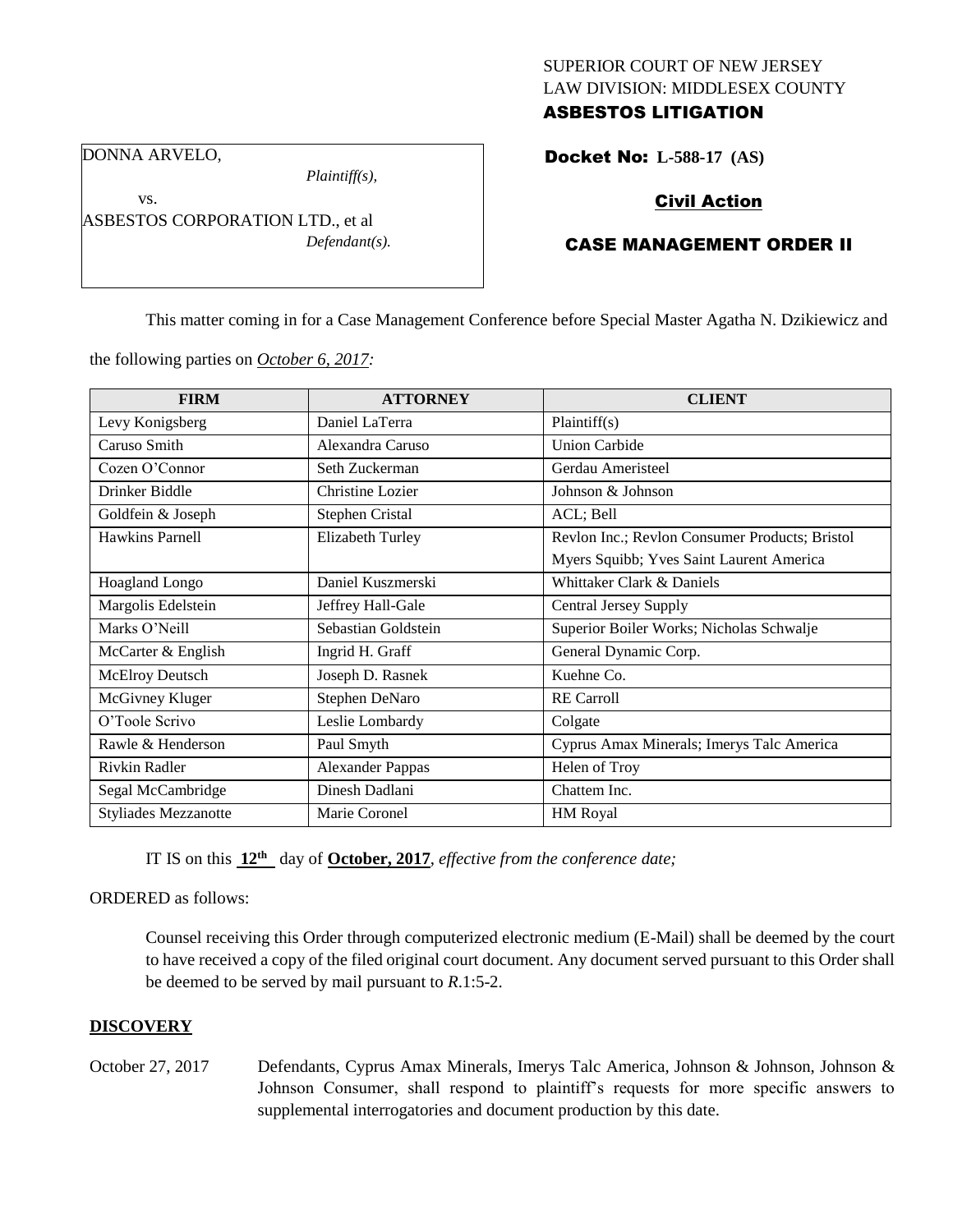SUPERIOR COURT OF NEW JERSEY
LAW DIVISION: MIDDLESEX COUNTY
**ASBESTOS LITIGATION**

DONNA ARVELO,
*Plaintiff(s),*

vs.

ASBESTOS CORPORATION LTD., et al
*Defendant(s).*

**Docket No: L-588-17 (AS)**

**Civil Action**

**CASE MANAGEMENT ORDER II**

This matter coming in for a Case Management Conference before Special Master Agatha N. Dzikiewicz and the following parties on *October 6, 2017:*

| FIRM | ATTORNEY | CLIENT |
|---|---|---|
| Levy Konigsberg | Daniel LaTerra | Plaintiff(s) |
| Caruso Smith | Alexandra Caruso | Union Carbide |
| Cozen O'Connor | Seth Zuckerman | Gerdau Ameristeel |
| Drinker Biddle | Christine Lozier | Johnson & Johnson |
| Goldfein & Joseph | Stephen Cristal | ACL; Bell |
| Hawkins Parnell | Elizabeth Turley | Revlon Inc.; Revlon Consumer Products; Bristol Myers Squibb; Yves Saint Laurent America |
| Hoagland Longo | Daniel Kuszmerski | Whittaker Clark & Daniels |
| Margolis Edelstein | Jeffrey Hall-Gale | Central Jersey Supply |
| Marks O'Neill | Sebastian Goldstein | Superior Boiler Works; Nicholas Schwalje |
| McCarter & English | Ingrid H. Graff | General Dynamic Corp. |
| McElroy Deutsch | Joseph D. Rasnek | Kuehne Co. |
| McGivney Kluger | Stephen DeNaro | RE Carroll |
| O'Toole Scrivo | Leslie Lombardy | Colgate |
| Rawle & Henderson | Paul Smyth | Cyprus Amax Minerals; Imerys Talc America |
| Rivkin Radler | Alexander Pappas | Helen of Troy |
| Segal McCambridge | Dinesh Dadlani | Chattem Inc. |
| Styliades Mezzanotte | Marie Coronel | HM Royal |

IT IS on this **12th** day of **October, 2017**, *effective from the conference date;*

ORDERED as follows:

Counsel receiving this Order through computerized electronic medium (E-Mail) shall be deemed by the court to have received a copy of the filed original court document. Any document served pursuant to this Order shall be deemed to be served by mail pursuant to *R*.1:5-2.

**DISCOVERY**

October 27, 2017 — Defendants, Cyprus Amax Minerals, Imerys Talc America, Johnson & Johnson, Johnson & Johnson Consumer, shall respond to plaintiff's requests for more specific answers to supplemental interrogatories and document production by this date.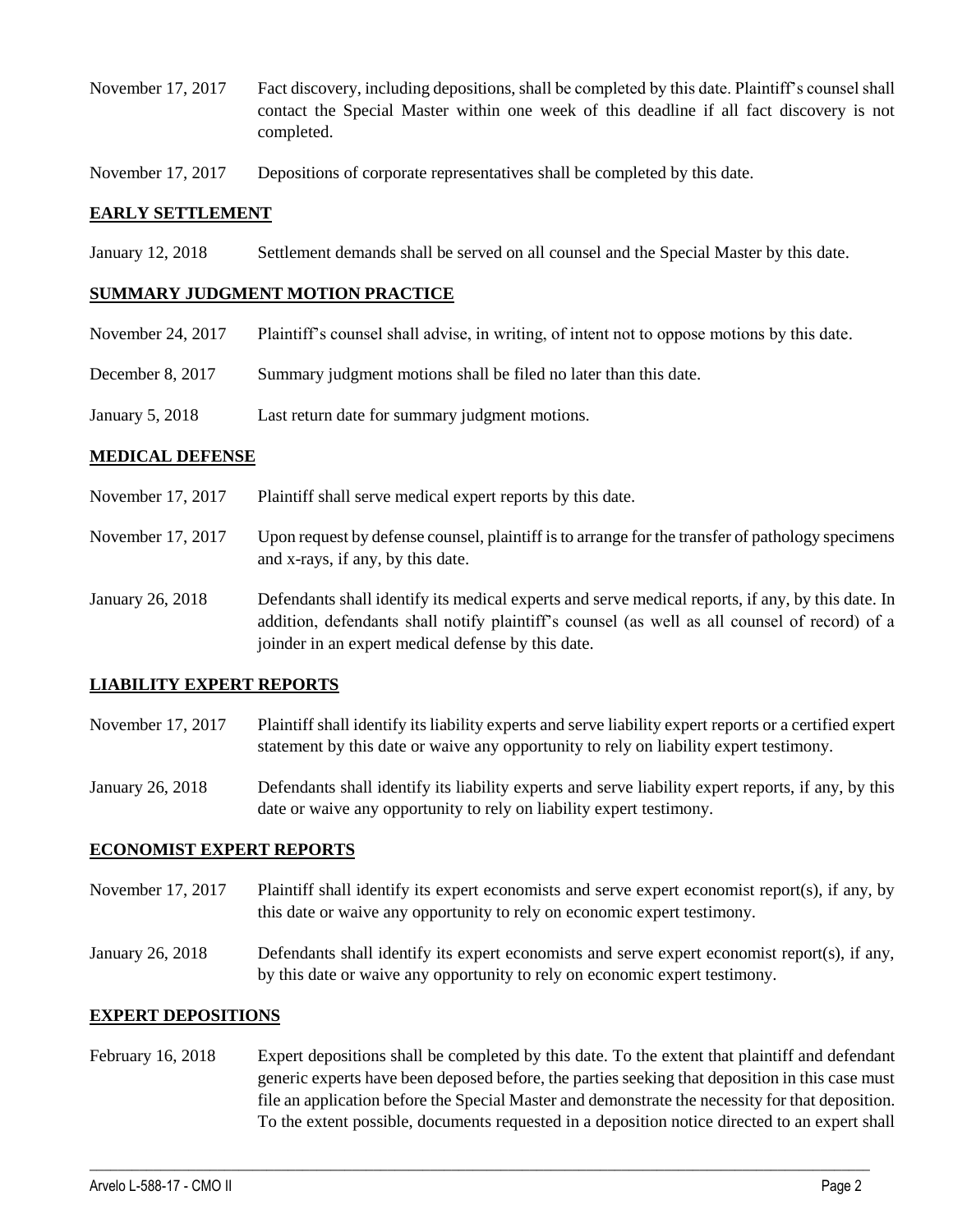November 17, 2017 Fact discovery, including depositions, shall be completed by this date. Plaintiff's counsel shall contact the Special Master within one week of this deadline if all fact discovery is not completed.

November 17, 2017 Depositions of corporate representatives shall be completed by this date.

## EARLY SETTLEMENT

January 12, 2018 Settlement demands shall be served on all counsel and the Special Master by this date.

## SUMMARY JUDGMENT MOTION PRACTICE

November 24, 2017 Plaintiff's counsel shall advise, in writing, of intent not to oppose motions by this date.

December 8, 2017 Summary judgment motions shall be filed no later than this date.

January 5, 2018 Last return date for summary judgment motions.

## MEDICAL DEFENSE

November 17, 2017 Plaintiff shall serve medical expert reports by this date.

November 17, 2017 Upon request by defense counsel, plaintiff is to arrange for the transfer of pathology specimens and x-rays, if any, by this date.

January 26, 2018 Defendants shall identify its medical experts and serve medical reports, if any, by this date. In addition, defendants shall notify plaintiff's counsel (as well as all counsel of record) of a joinder in an expert medical defense by this date.

## LIABILITY EXPERT REPORTS

November 17, 2017 Plaintiff shall identify its liability experts and serve liability expert reports or a certified expert statement by this date or waive any opportunity to rely on liability expert testimony.

January 26, 2018 Defendants shall identify its liability experts and serve liability expert reports, if any, by this date or waive any opportunity to rely on liability expert testimony.

## ECONOMIST EXPERT REPORTS

November 17, 2017 Plaintiff shall identify its expert economists and serve expert economist report(s), if any, by this date or waive any opportunity to rely on economic expert testimony.

January 26, 2018 Defendants shall identify its expert economists and serve expert economist report(s), if any, by this date or waive any opportunity to rely on economic expert testimony.

## EXPERT DEPOSITIONS

February 16, 2018 Expert depositions shall be completed by this date. To the extent that plaintiff and defendant generic experts have been deposed before, the parties seeking that deposition in this case must file an application before the Special Master and demonstrate the necessity for that deposition. To the extent possible, documents requested in a deposition notice directed to an expert shall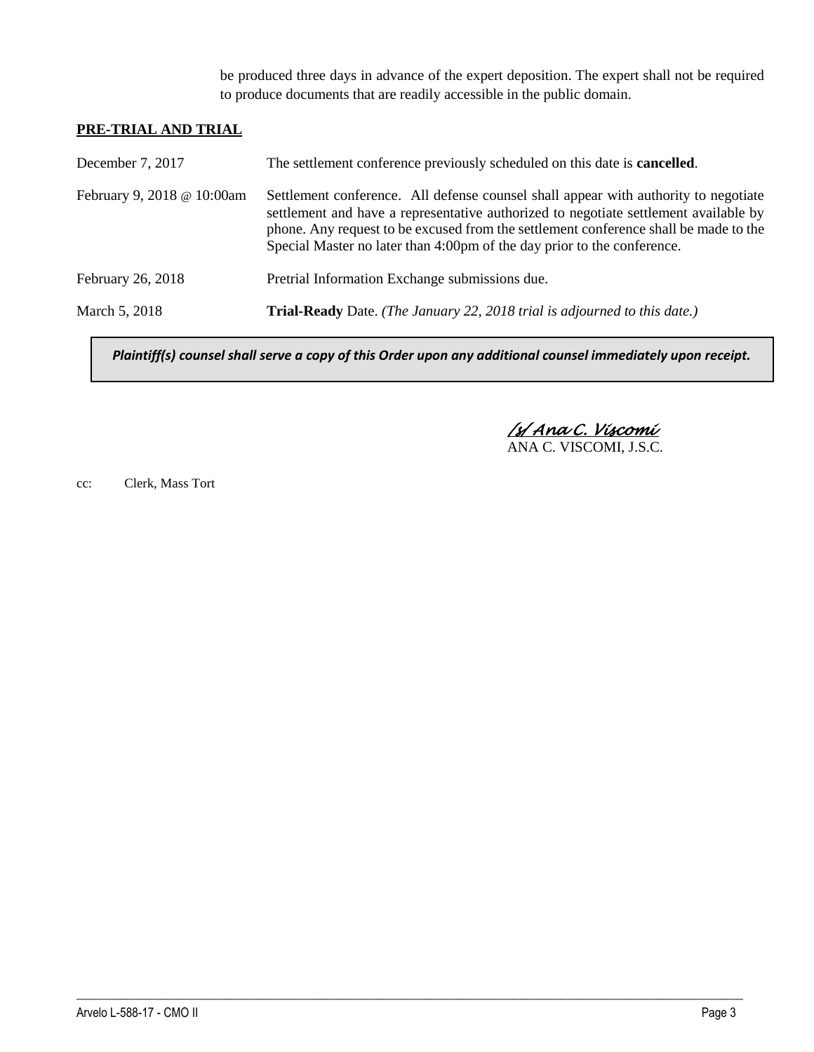be produced three days in advance of the expert deposition. The expert shall not be required to produce documents that are readily accessible in the public domain.

**PRE-TRIAL AND TRIAL**

| | |
|---|---|
| December 7, 2017 | The settlement conference previously scheduled on this date is **cancelled**. |
| February 9, 2018 @ 10:00am | Settlement conference. All defense counsel shall appear with authority to negotiate settlement and have a representative authorized to negotiate settlement available by phone. Any request to be excused from the settlement conference shall be made to the Special Master no later than 4:00pm of the day prior to the conference. |
| February 26, 2018 | Pretrial Information Exchange submissions due. |
| March 5, 2018 | **Trial-Ready** Date. *(The January 22, 2018 trial is adjourned to this date.)* |

***Plaintiff(s) counsel shall serve a copy of this Order upon any additional counsel immediately upon receipt.***

*/s/ Ana C. Viscomi*
ANA C. VISCOMI, J.S.C.

cc: Clerk, Mass Tort